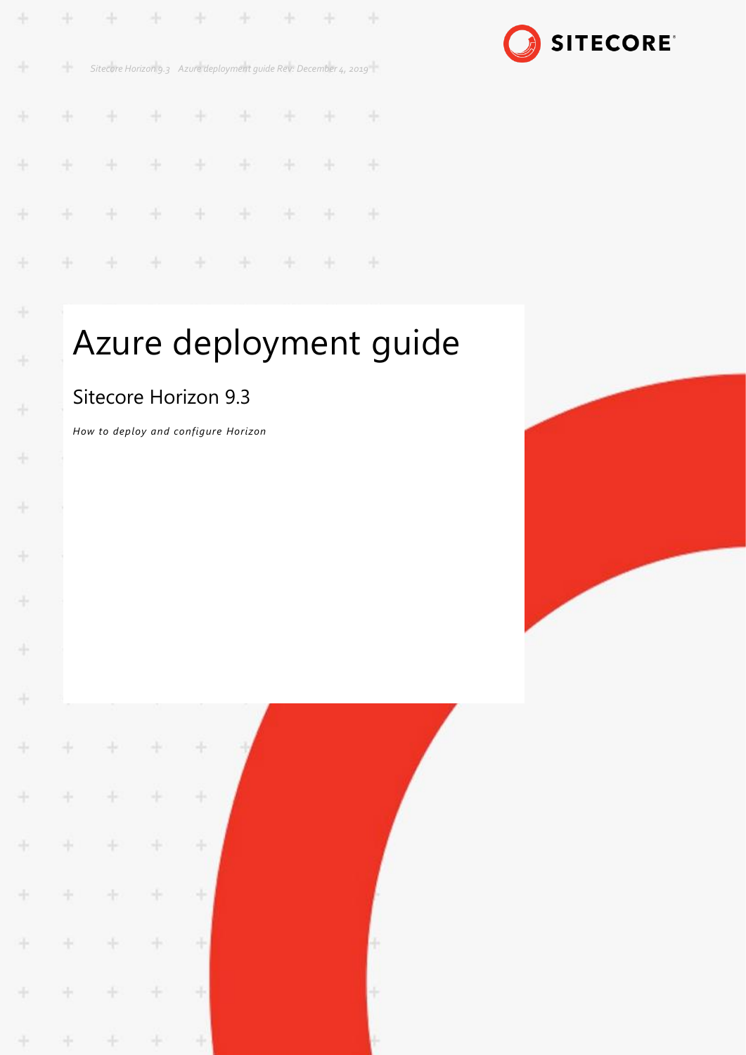# Azure deployment guide

## Sitecore Horizon 9.3

*How to deploy and configure Horizon*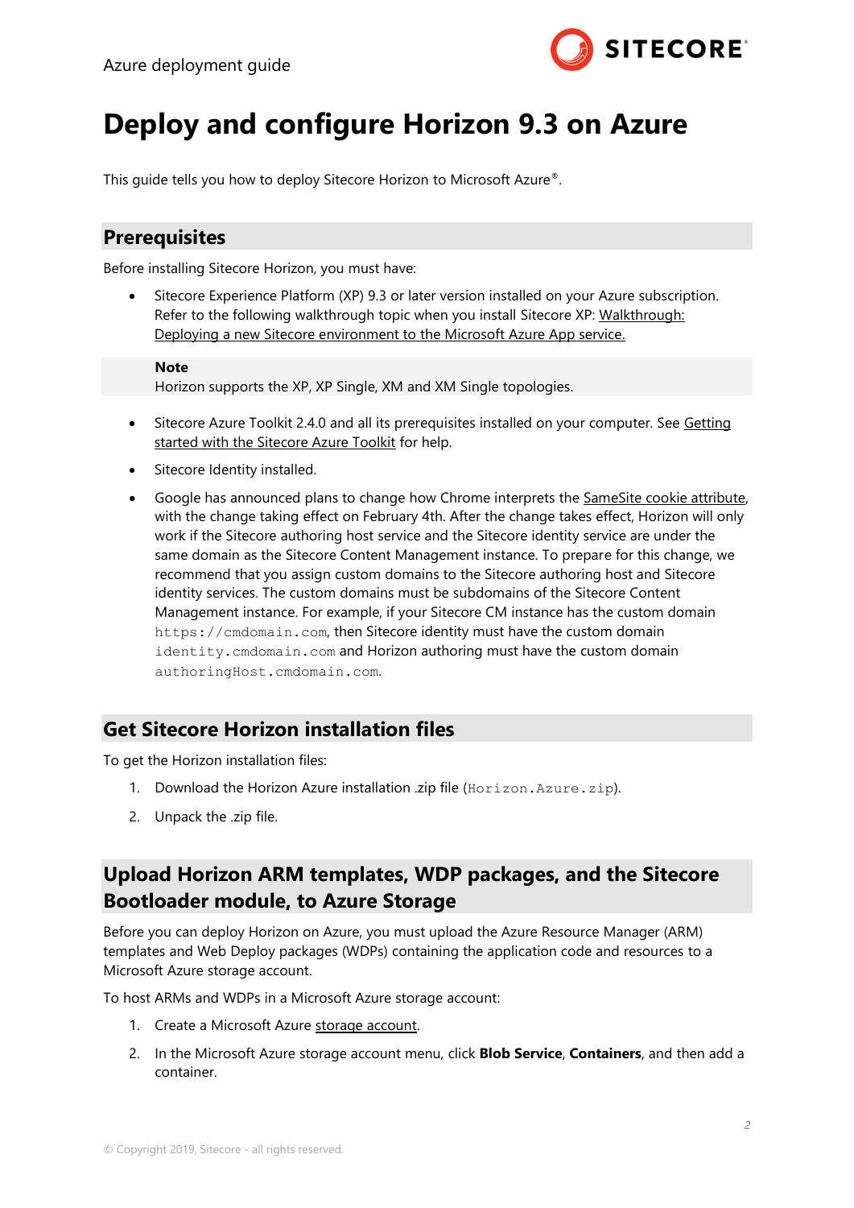# Deploy and configure Horizon 9.3 on Azure

This guide tells you how to deploy Sitecore Horizon to Microsoft Azure®.

## Prerequisites

Before installing Sitecore Horizon, you must have:

- Sitecore Experience Platform (XP) 9.3 or later version installed on your Azure subscription. Refer to the following walkthrough topic when you install Sitecore XP: Walkthrough: Deploying a new Sitecore environment to the Microsoft Azure App service.

> **Note**
> Horizon supports the XP, XP Single, XM and XM Single topologies.

- Sitecore Azure Toolkit 2.4.0 and all its prerequisites installed on your computer. See Getting started with the Sitecore Azure Toolkit for help.
- Sitecore Identity installed.
- Google has announced plans to change how Chrome interprets the SameSite cookie attribute, with the change taking effect on February 4th. After the change takes effect, Horizon will only work if the Sitecore authoring host service and the Sitecore identity service are under the same domain as the Sitecore Content Management instance. To prepare for this change, we recommend that you assign custom domains to the Sitecore authoring host and Sitecore identity services. The custom domains must be subdomains of the Sitecore Content Management instance. For example, if your Sitecore CM instance has the custom domain `https://cmdomain.com`, then Sitecore identity must have the custom domain `identity.cmdomain.com` and Horizon authoring must have the custom domain `authoringHost.cmdomain.com`.

## Get Sitecore Horizon installation files

To get the Horizon installation files:

1. Download the Horizon Azure installation .zip file (`Horizon.Azure.zip`).
2. Unpack the .zip file.

## Upload Horizon ARM templates, WDP packages, and the Sitecore Bootloader module, to Azure Storage

Before you can deploy Horizon on Azure, you must upload the Azure Resource Manager (ARM) templates and Web Deploy packages (WDPs) containing the application code and resources to a Microsoft Azure storage account.

To host ARMs and WDPs in a Microsoft Azure storage account:

1. Create a Microsoft Azure storage account.
2. In the Microsoft Azure storage account menu, click **Blob Service**, **Containers**, and then add a container.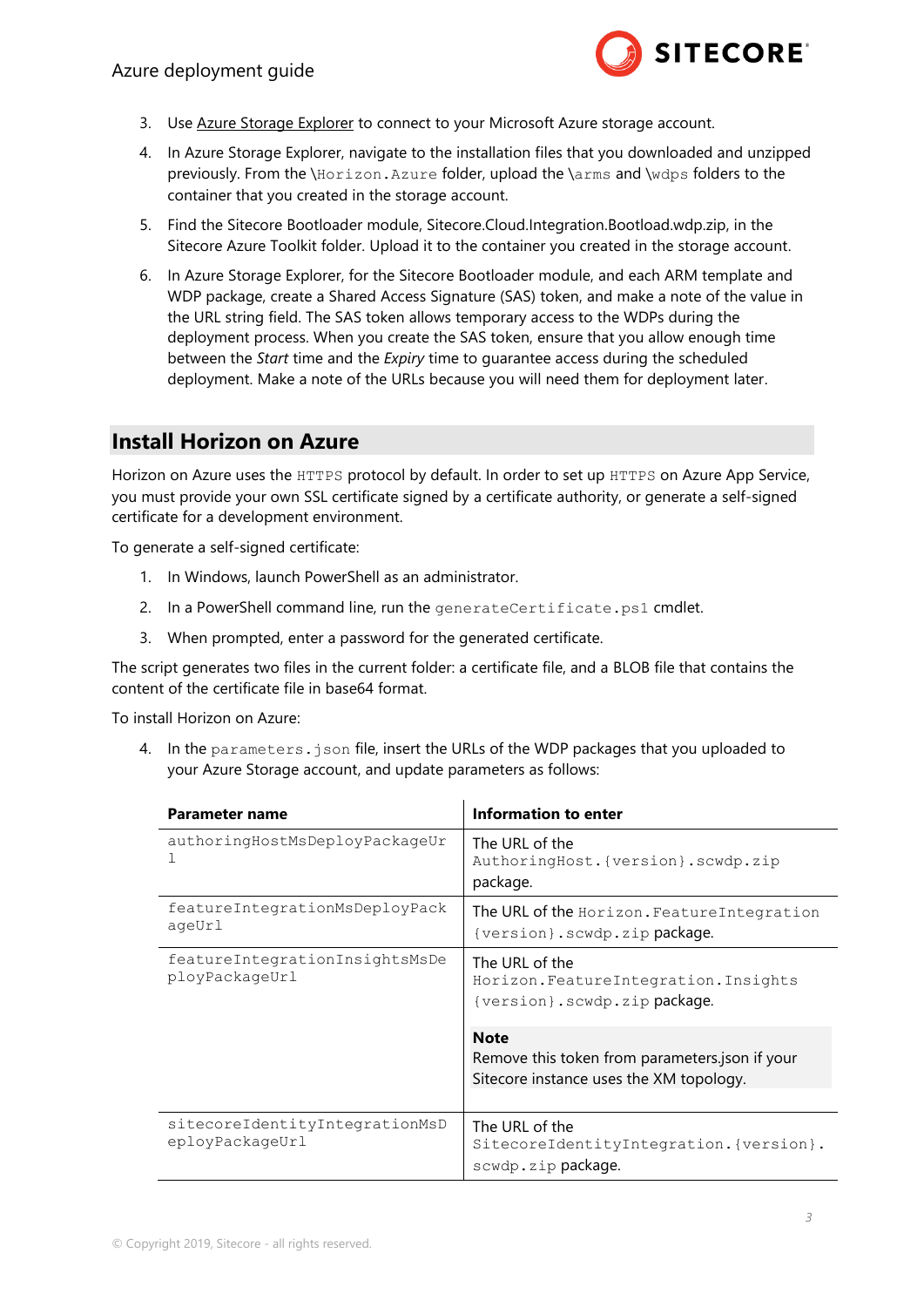3. Use Azure Storage Explorer to connect to your Microsoft Azure storage account.
4. In Azure Storage Explorer, navigate to the installation files that you downloaded and unzipped previously. From the `\Horizon.Azure` folder, upload the `\arms` and `\wdps` folders to the container that you created in the storage account.
5. Find the Sitecore Bootloader module, Sitecore.Cloud.Integration.Bootload.wdp.zip, in the Sitecore Azure Toolkit folder. Upload it to the container you created in the storage account.
6. In Azure Storage Explorer, for the Sitecore Bootloader module, and each ARM template and WDP package, create a Shared Access Signature (SAS) token, and make a note of the value in the URL string field. The SAS token allows temporary access to the WDPs during the deployment process. When you create the SAS token, ensure that you allow enough time between the *Start* time and the *Expiry* time to guarantee access during the scheduled deployment. Make a note of the URLs because you will need them for deployment later.

## Install Horizon on Azure

Horizon on Azure uses the `HTTPS` protocol by default. In order to set up `HTTPS` on Azure App Service, you must provide your own SSL certificate signed by a certificate authority, or generate a self-signed certificate for a development environment.

To generate a self-signed certificate:

1. In Windows, launch PowerShell as an administrator.
2. In a PowerShell command line, run the `generateCertificate.ps1` cmdlet.
3. When prompted, enter a password for the generated certificate.

The script generates two files in the current folder: a certificate file, and a BLOB file that contains the content of the certificate file in base64 format.

To install Horizon on Azure:

4. In the `parameters.json` file, insert the URLs of the WDP packages that you uploaded to your Azure Storage account, and update parameters as follows:

| Parameter name | Information to enter |
|---|---|
| `authoringHostMsDeployPackageUrl` | The URL of the `AuthoringHost.{version}.scwdp.zip` package. |
| `featureIntegrationMsDeployPackageUrl` | The URL of the `Horizon.FeatureIntegration{version}.scwdp.zip` package. |
| `featureIntegrationInsightsMsDeployPackageUrl` | The URL of the `Horizon.FeatureIntegration.Insights{version}.scwdp.zip` package.<br><br>**Note**<br>Remove this token from parameters.json if your Sitecore instance uses the XM topology. |
| `sitecoreIdentityIntegrationMsDeployPackageUrl` | The URL of the `SitecoreIdentityIntegration.{version}.scwdp.zip` package. |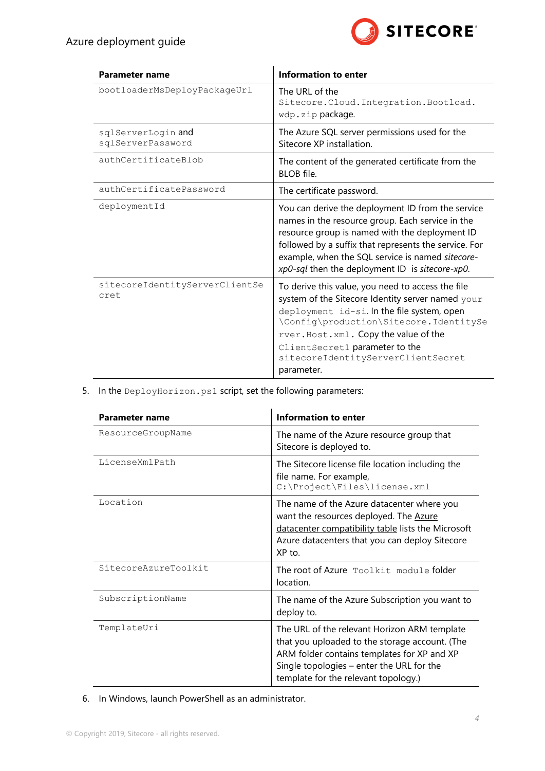| Parameter name | Information to enter |
| --- | --- |
| `bootloaderMsDeployPackageUrl` | The URL of the `Sitecore.Cloud.Integration.Bootload.wdp.zip` package. |
| `sqlServerLogin` and `sqlServerPassword` | The Azure SQL server permissions used for the Sitecore XP installation. |
| `authCertificateBlob` | The content of the generated certificate from the BLOB file. |
| `authCertificatePassword` | The certificate password. |
| `deploymentId` | You can derive the deployment ID from the service names in the resource group. Each service in the resource group is named with the deployment ID followed by a suffix that represents the service. For example, when the SQL service is named *sitecore-xp0-sql* then the deployment ID is *sitecore-xp0*. |
| `sitecoreIdentityServerClientSecret` | To derive this value, you need to access the file system of the Sitecore Identity server named `your deployment id-si`. In the file system, open `\Config\production\Sitecore.IdentityServer.Host.xml`. Copy the value of the `ClientSecret1` parameter to the `sitecoreIdentityServerClientSecret` parameter. |

5. In the `DeployHorizon.ps1` script, set the following parameters:

| Parameter name | Information to enter |
| --- | --- |
| `ResourceGroupName` | The name of the Azure resource group that Sitecore is deployed to. |
| `LicenseXmlPath` | The Sitecore license file location including the file name. For example, `C:\Project\Files\license.xml` |
| `Location` | The name of the Azure datacenter where you want the resources deployed. The Azure datacenter compatibility table lists the Microsoft Azure datacenters that you can deploy Sitecore XP to. |
| `SitecoreAzureToolkit` | The root of Azure `Toolkit module` folder location. |
| `SubscriptionName` | The name of the Azure Subscription you want to deploy to. |
| `TemplateUri` | The URL of the relevant Horizon ARM template that you uploaded to the storage account. (The ARM folder contains templates for XP and XP Single topologies – enter the URL for the template for the relevant topology.) |

6. In Windows, launch PowerShell as an administrator.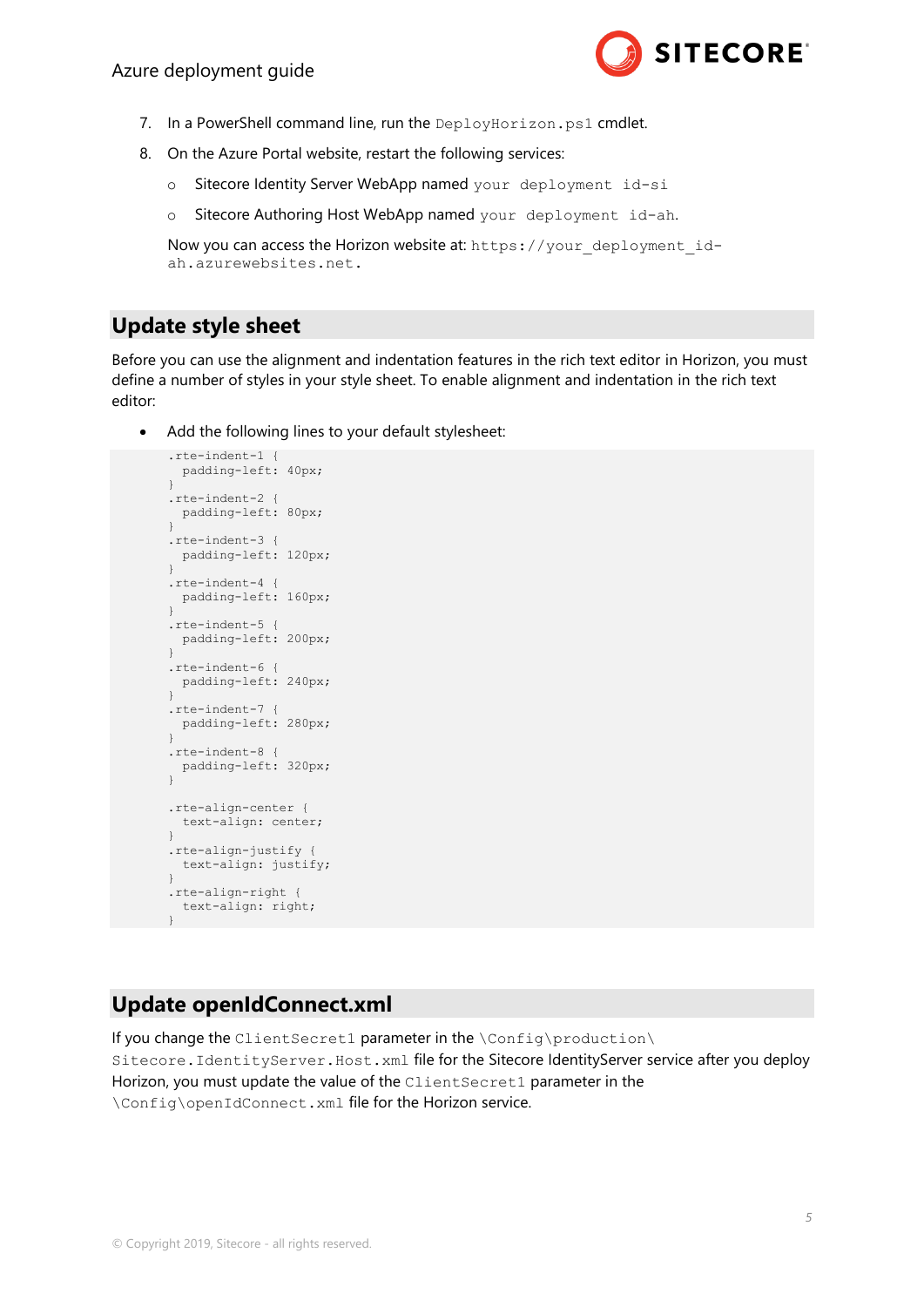7. In a PowerShell command line, run the `DeployHorizon.ps1` cmdlet.
8. On the Azure Portal website, restart the following services:
   - Sitecore Identity Server WebApp named `your deployment id-si`
   - Sitecore Authoring Host WebApp named `your deployment id-ah`.

   Now you can access the Horizon website at: `https://your_deployment_id-ah.azurewebsites.net.`

## Update style sheet

Before you can use the alignment and indentation features in the rich text editor in Horizon, you must define a number of styles in your style sheet. To enable alignment and indentation in the rich text editor:

- Add the following lines to your default stylesheet:

```
.rte-indent-1 {
  padding-left: 40px;
}
.rte-indent-2 {
  padding-left: 80px;
}
.rte-indent-3 {
  padding-left: 120px;
}
.rte-indent-4 {
  padding-left: 160px;
}
.rte-indent-5 {
  padding-left: 200px;
}
.rte-indent-6 {
  padding-left: 240px;
}
.rte-indent-7 {
  padding-left: 280px;
}
.rte-indent-8 {
  padding-left: 320px;
}

.rte-align-center {
  text-align: center;
}
.rte-align-justify {
  text-align: justify;
}
.rte-align-right {
  text-align: right;
}
```

## Update openIdConnect.xml

If you change the `ClientSecret1` parameter in the `\Config\production\Sitecore.IdentityServer.Host.xml` file for the Sitecore IdentityServer service after you deploy Horizon, you must update the value of the `ClientSecret1` parameter in the `\Config\openIdConnect.xml` file for the Horizon service.